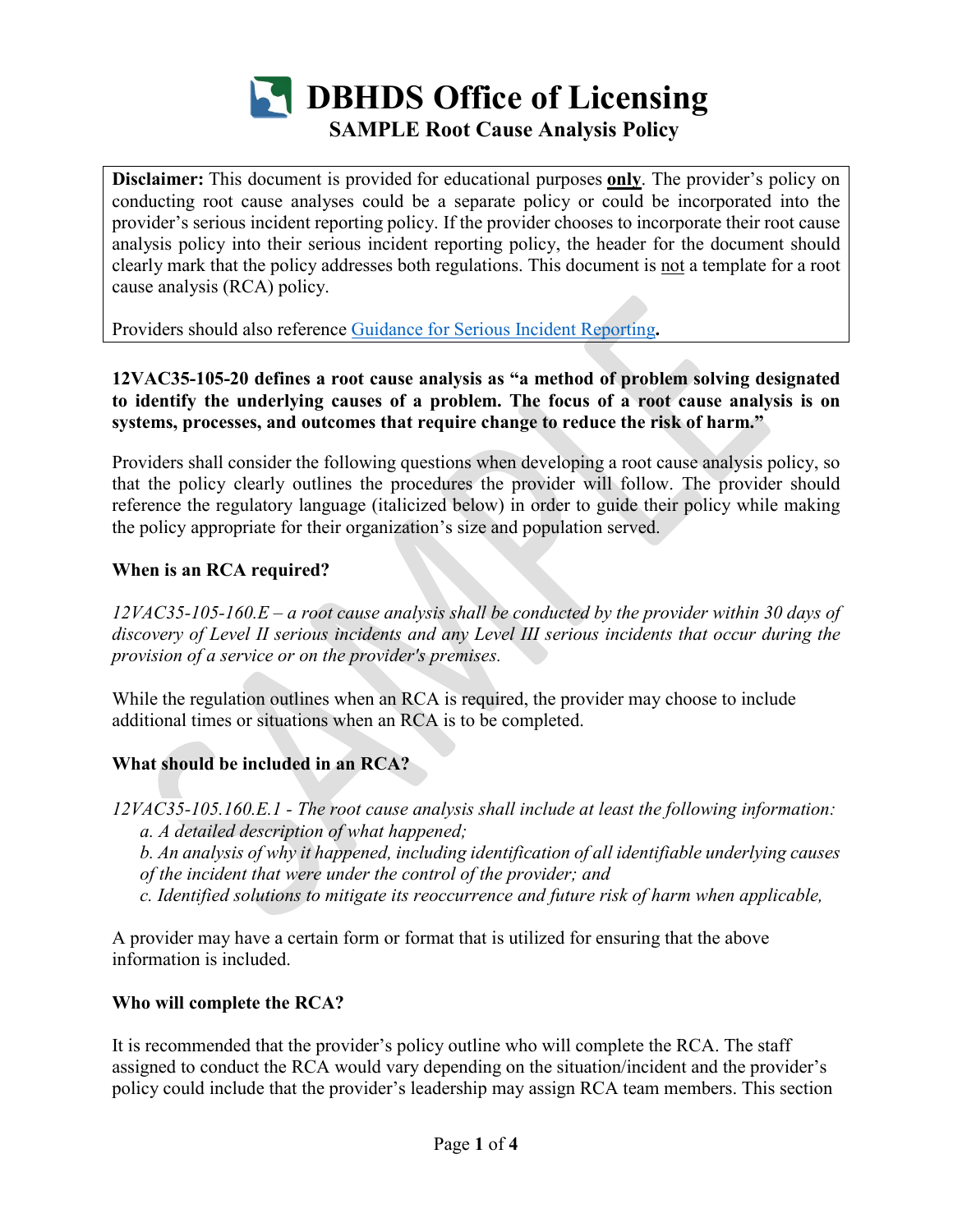# DBHDS Office of Licensing

## SAMPLE Root Cause Analysis Policy

**Disclaimer:** This document is provided for educational purposes **only**. The provider's policy on conducting root cause analyses could be a separate policy or could be incorporated into the provider's serious incident reporting policy. If the provider chooses to incorporate their root cause analysis policy into their serious incident reporting policy, the header for the document should clearly mark that the policy addresses both regulations. This document is not a template for a root cause analysis (RCA) policy.

Providers should also reference [Guidance for Serious Incident Reporting](Guidance for Serious Incident Reporting)**.**

**12VAC35-105-20 defines a root cause analysis as "a method of problem solving designated to identify the underlying causes of a problem. The focus of a root cause analysis is on systems, processes, and outcomes that require change to reduce the risk of harm."**

Providers shall consider the following questions when developing a root cause analysis policy, so that the policy clearly outlines the procedures the provider will follow. The provider should reference the regulatory language (italicized below) in order to guide their policy while making the policy appropriate for their organization's size and population served.

**When is an RCA required?**

*12VAC35-105-160.E – a root cause analysis shall be conducted by the provider within 30 days of discovery of Level II serious incidents and any Level III serious incidents that occur during the provision of a service or on the provider's premises.*

While the regulation outlines when an RCA is required, the provider may choose to include additional times or situations when an RCA is to be completed.

**What should be included in an RCA?**

*12VAC35-105.160.E.1 - The root cause analysis shall include at least the following information:*

*a. A detailed description of what happened;*

*b. An analysis of why it happened, including identification of all identifiable underlying causes of the incident that were under the control of the provider; and*

*c. Identified solutions to mitigate its reoccurrence and future risk of harm when applicable,*

A provider may have a certain form or format that is utilized for ensuring that the above information is included.

**Who will complete the RCA?**

It is recommended that the provider's policy outline who will complete the RCA. The staff assigned to conduct the RCA would vary depending on the situation/incident and the provider's policy could include that the provider's leadership may assign RCA team members. This section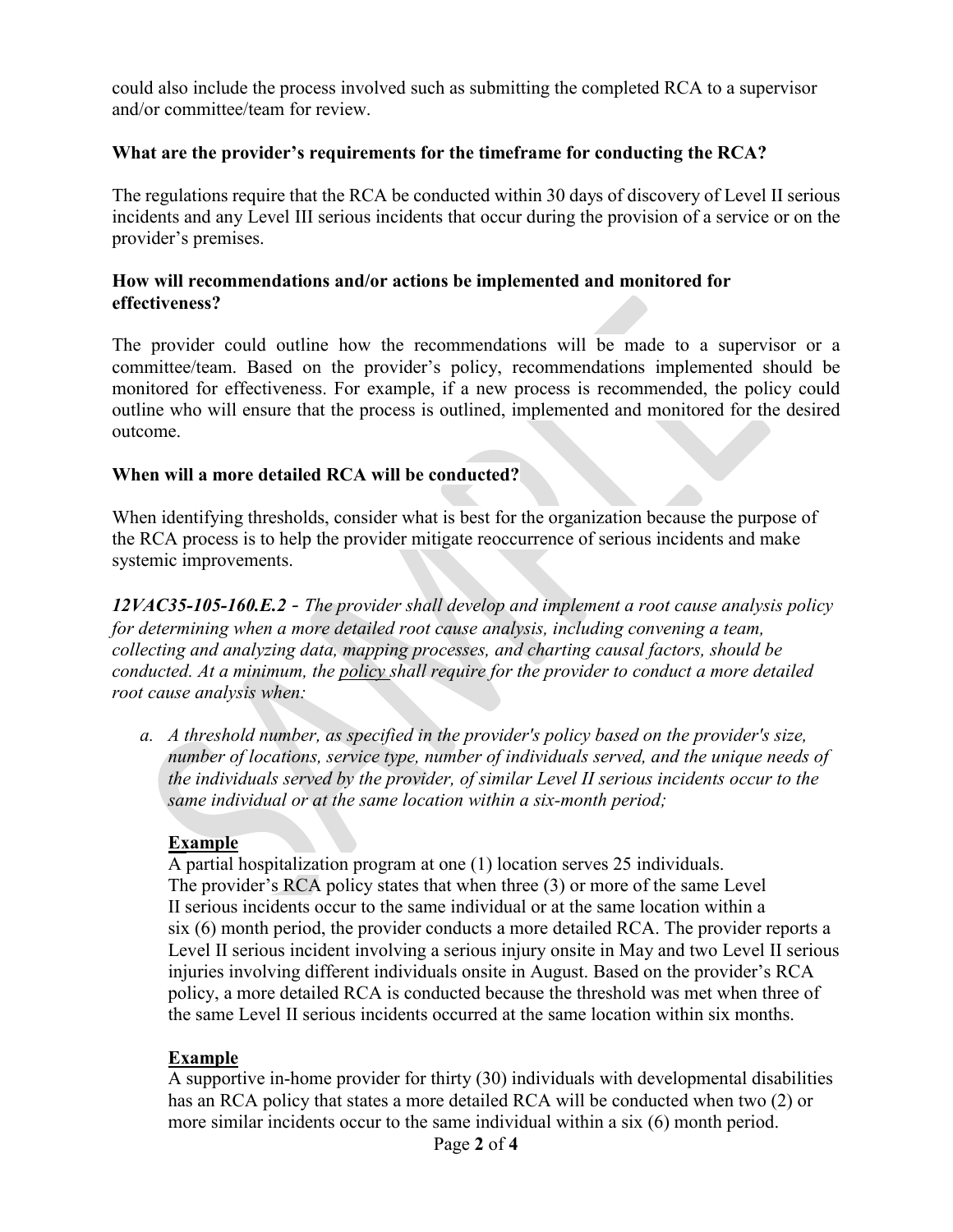could also include the process involved such as submitting the completed RCA to a supervisor and/or committee/team for review.

**What are the provider's requirements for the timeframe for conducting the RCA?**

The regulations require that the RCA be conducted within 30 days of discovery of Level II serious incidents and any Level III serious incidents that occur during the provision of a service or on the provider's premises.

**How will recommendations and/or actions be implemented and monitored for effectiveness?**

The provider could outline how the recommendations will be made to a supervisor or a committee/team. Based on the provider's policy, recommendations implemented should be monitored for effectiveness. For example, if a new process is recommended, the policy could outline who will ensure that the process is outlined, implemented and monitored for the desired outcome.

**When will a more detailed RCA will be conducted?**

When identifying thresholds, consider what is best for the organization because the purpose of the RCA process is to help the provider mitigate reoccurrence of serious incidents and make systemic improvements.

***12VAC35-105-160.E.2*** *- The provider shall develop and implement a root cause analysis policy for determining when a more detailed root cause analysis, including convening a team, collecting and analyzing data, mapping processes, and charting causal factors, should be conducted. At a minimum, the <u>policy</u> shall require for the provider to conduct a more detailed root cause analysis when:*

*a. A threshold number, as specified in the provider's policy based on the provider's size, number of locations, service type, number of individuals served, and the unique needs of the individuals served by the provider, of similar Level II serious incidents occur to the same individual or at the same location within a six-month period;*

**<u>Example</u>**

A partial hospitalization program at one (1) location serves 25 individuals. The provider's RCA policy states that when three (3) or more of the same Level II serious incidents occur to the same individual or at the same location within a six (6) month period, the provider conducts a more detailed RCA. The provider reports a Level II serious incident involving a serious injury onsite in May and two Level II serious injuries involving different individuals onsite in August. Based on the provider's RCA policy, a more detailed RCA is conducted because the threshold was met when three of the same Level II serious incidents occurred at the same location within six months.

**<u>Example</u>**

A supportive in-home provider for thirty (30) individuals with developmental disabilities has an RCA policy that states a more detailed RCA will be conducted when two (2) or more similar incidents occur to the same individual within a six (6) month period.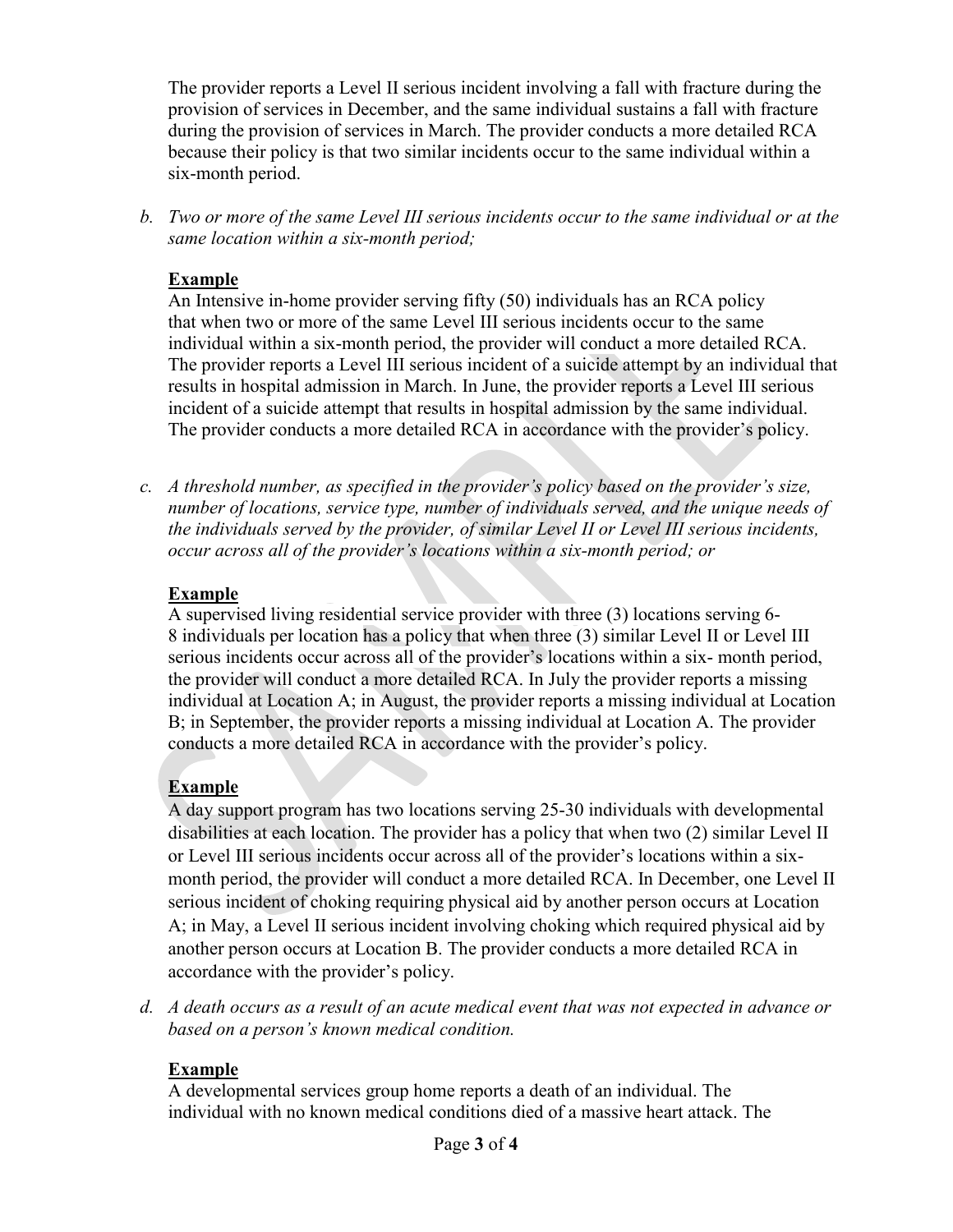The provider reports a Level II serious incident involving a fall with fracture during the provision of services in December, and the same individual sustains a fall with fracture during the provision of services in March. The provider conducts a more detailed RCA because their policy is that two similar incidents occur to the same individual within a six-month period.

*b. Two or more of the same Level III serious incidents occur to the same individual or at the same location within a six-month period;*

**Example**

An Intensive in-home provider serving fifty (50) individuals has an RCA policy that when two or more of the same Level III serious incidents occur to the same individual within a six-month period, the provider will conduct a more detailed RCA. The provider reports a Level III serious incident of a suicide attempt by an individual that results in hospital admission in March. In June, the provider reports a Level III serious incident of a suicide attempt that results in hospital admission by the same individual. The provider conducts a more detailed RCA in accordance with the provider's policy.

*c. A threshold number, as specified in the provider's policy based on the provider's size, number of locations, service type, number of individuals served, and the unique needs of the individuals served by the provider, of similar Level II or Level III serious incidents, occur across all of the provider's locations within a six-month period; or*

**Example**

A supervised living residential service provider with three (3) locations serving 6-8 individuals per location has a policy that when three (3) similar Level II or Level III serious incidents occur across all of the provider's locations within a six- month period, the provider will conduct a more detailed RCA. In July the provider reports a missing individual at Location A; in August, the provider reports a missing individual at Location B; in September, the provider reports a missing individual at Location A. The provider conducts a more detailed RCA in accordance with the provider's policy.

**Example**

A day support program has two locations serving 25-30 individuals with developmental disabilities at each location. The provider has a policy that when two (2) similar Level II or Level III serious incidents occur across all of the provider's locations within a six-month period, the provider will conduct a more detailed RCA. In December, one Level II serious incident of choking requiring physical aid by another person occurs at Location A; in May, a Level II serious incident involving choking which required physical aid by another person occurs at Location B. The provider conducts a more detailed RCA in accordance with the provider's policy.

*d. A death occurs as a result of an acute medical event that was not expected in advance or based on a person's known medical condition.*

**Example**

A developmental services group home reports a death of an individual. The individual with no known medical conditions died of a massive heart attack. The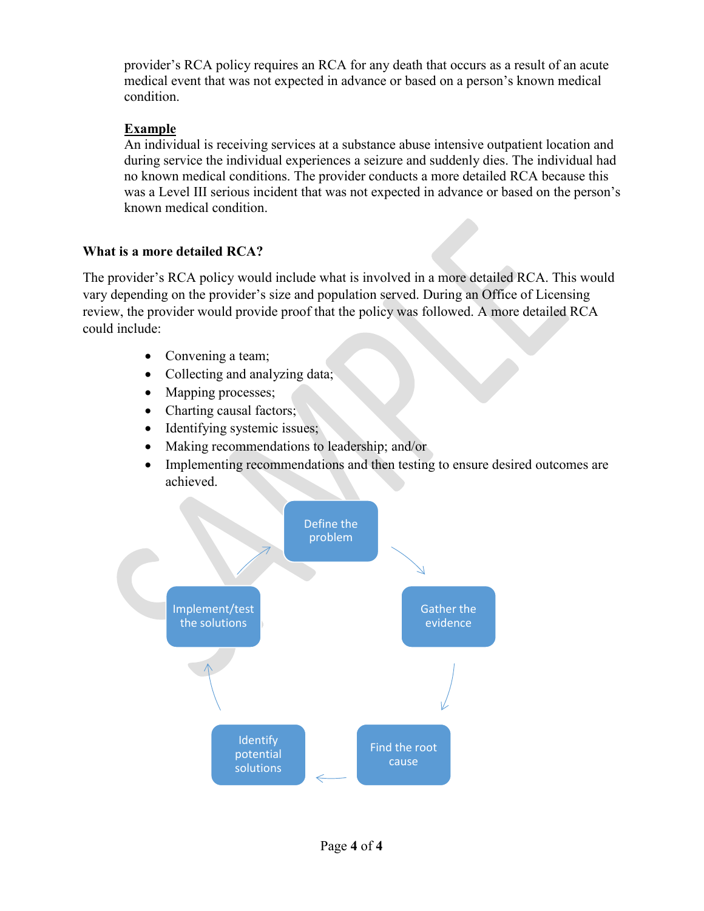provider's RCA policy requires an RCA for any death that occurs as a result of an acute medical event that was not expected in advance or based on a person's known medical condition.

**Example**

An individual is receiving services at a substance abuse intensive outpatient location and during service the individual experiences a seizure and suddenly dies. The individual had no known medical conditions. The provider conducts a more detailed RCA because this was a Level III serious incident that was not expected in advance or based on the person's known medical condition.

### What is a more detailed RCA?

The provider's RCA policy would include what is involved in a more detailed RCA. This would vary depending on the provider's size and population served. During an Office of Licensing review, the provider would provide proof that the policy was followed. A more detailed RCA could include:

- Convening a team;
- Collecting and analyzing data;
- Mapping processes;
- Charting causal factors;
- Identifying systemic issues;
- Making recommendations to leadership; and/or
- Implementing recommendations and then testing to ensure desired outcomes are achieved.

Define the problem

Gather the evidence

Find the root cause

Identify potential solutions

Implement/test the solutions